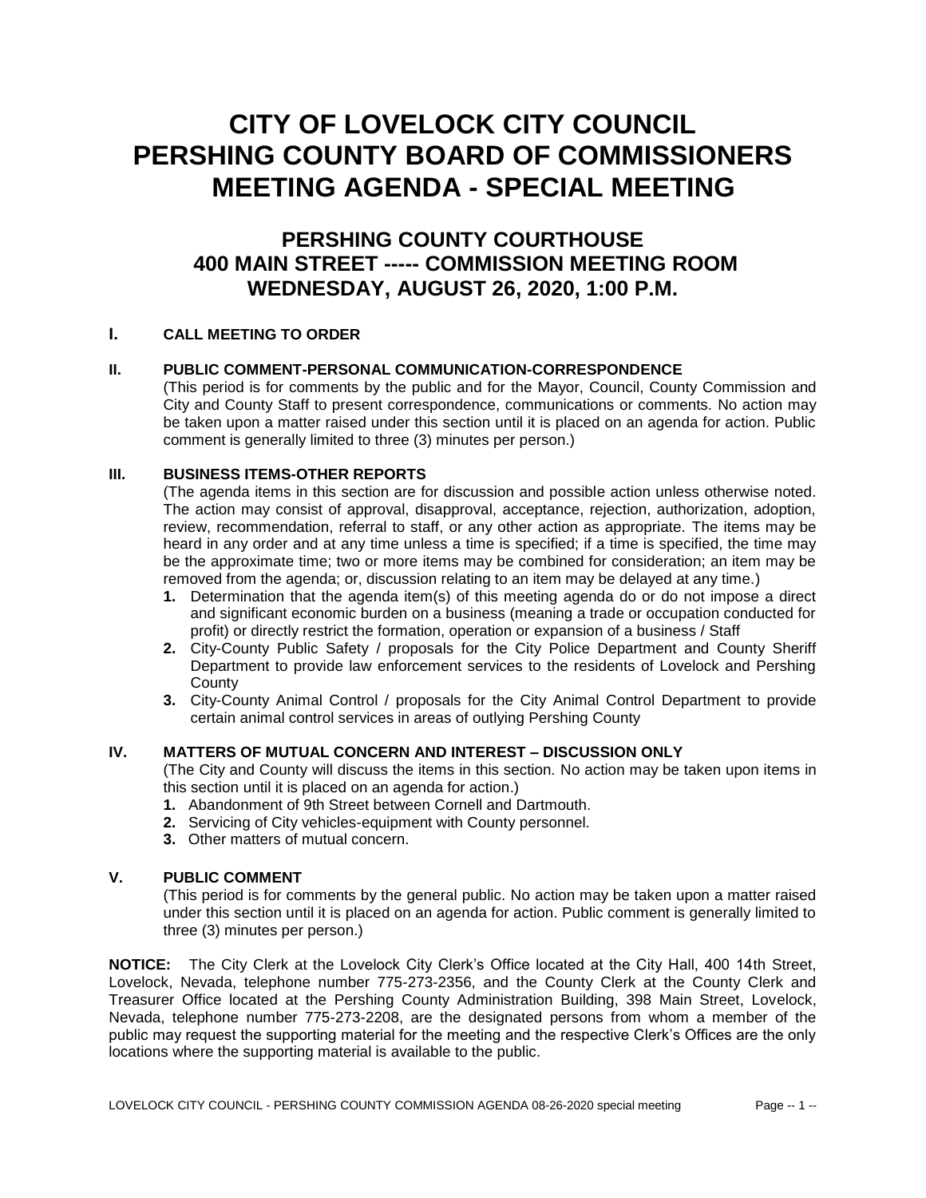# CITY OF LOVELOCK CITY COUNCIL
# PERSHING COUNTY BOARD OF COMMISSIONERS
# MEETING AGENDA - SPECIAL MEETING

## PERSHING COUNTY COURTHOUSE
## 400 MAIN STREET ----- COMMISSION MEETING ROOM
## WEDNESDAY, AUGUST 26, 2020, 1:00 P.M.

### I. CALL MEETING TO ORDER

### II. PUBLIC COMMENT-PERSONAL COMMUNICATION-CORRESPONDENCE

(This period is for comments by the public and for the Mayor, Council, County Commission and City and County Staff to present correspondence, communications or comments. No action may be taken upon a matter raised under this section until it is placed on an agenda for action. Public comment is generally limited to three (3) minutes per person.)

### III. BUSINESS ITEMS-OTHER REPORTS

(The agenda items in this section are for discussion and possible action unless otherwise noted. The action may consist of approval, disapproval, acceptance, rejection, authorization, adoption, review, recommendation, referral to staff, or any other action as appropriate. The items may be heard in any order and at any time unless a time is specified; if a time is specified, the time may be the approximate time; two or more items may be combined for consideration; an item may be removed from the agenda; or, discussion relating to an item may be delayed at any time.)

1. Determination that the agenda item(s) of this meeting agenda do or do not impose a direct and significant economic burden on a business (meaning a trade or occupation conducted for profit) or directly restrict the formation, operation or expansion of a business / Staff
2. City-County Public Safety / proposals for the City Police Department and County Sheriff Department to provide law enforcement services to the residents of Lovelock and Pershing County
3. City-County Animal Control / proposals for the City Animal Control Department to provide certain animal control services in areas of outlying Pershing County

### IV. MATTERS OF MUTUAL CONCERN AND INTEREST – DISCUSSION ONLY

(The City and County will discuss the items in this section. No action may be taken upon items in this section until it is placed on an agenda for action.)

1. Abandonment of 9th Street between Cornell and Dartmouth.
2. Servicing of City vehicles-equipment with County personnel.
3. Other matters of mutual concern.

### V. PUBLIC COMMENT

(This period is for comments by the general public. No action may be taken upon a matter raised under this section until it is placed on an agenda for action. Public comment is generally limited to three (3) minutes per person.)

**NOTICE:** The City Clerk at the Lovelock City Clerk's Office located at the City Hall, 400 14th Street, Lovelock, Nevada, telephone number 775-273-2356, and the County Clerk at the County Clerk and Treasurer Office located at the Pershing County Administration Building, 398 Main Street, Lovelock, Nevada, telephone number 775-273-2208, are the designated persons from whom a member of the public may request the supporting material for the meeting and the respective Clerk's Offices are the only locations where the supporting material is available to the public.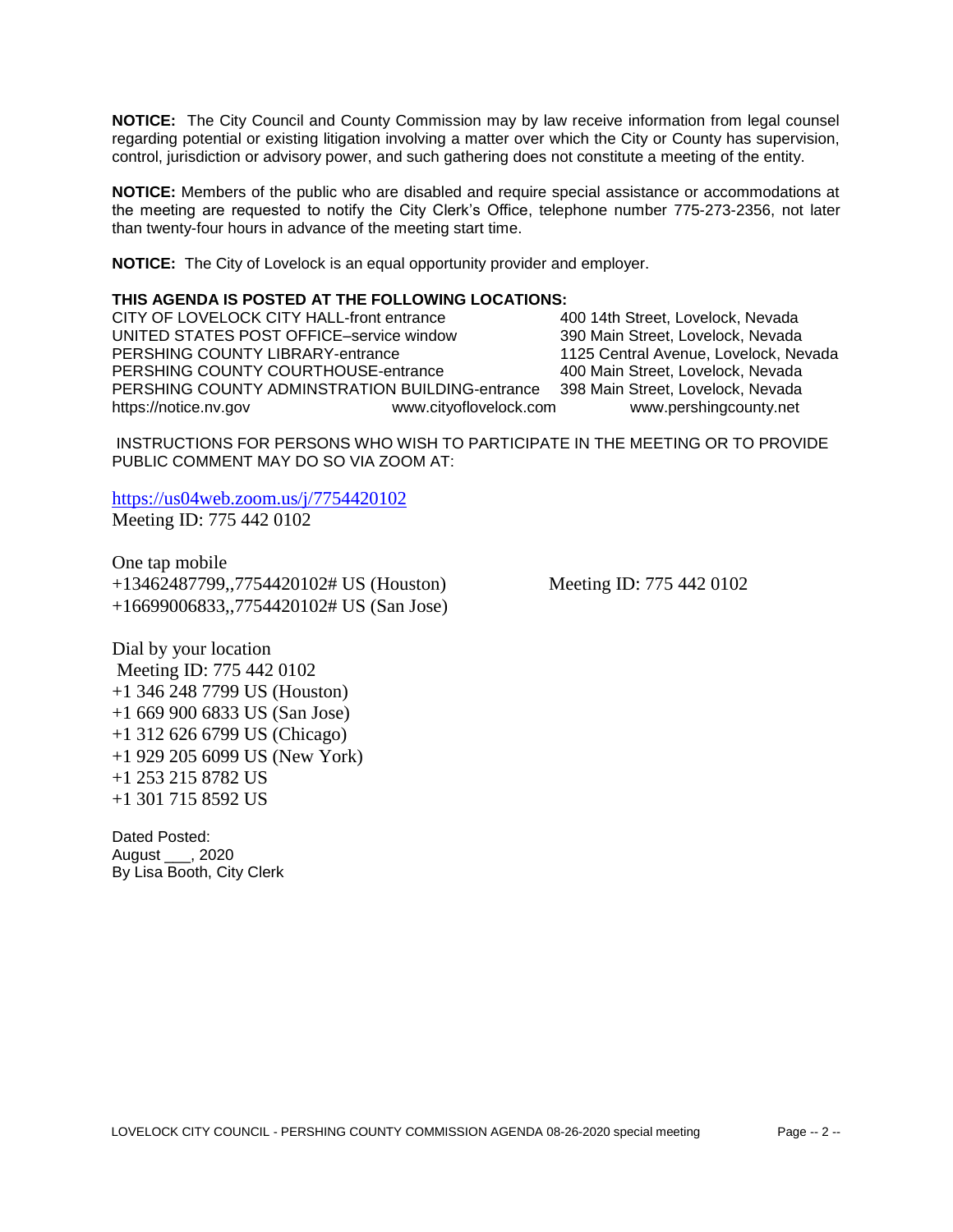**NOTICE:** The City Council and County Commission may by law receive information from legal counsel regarding potential or existing litigation involving a matter over which the City or County has supervision, control, jurisdiction or advisory power, and such gathering does not constitute a meeting of the entity.

**NOTICE:** Members of the public who are disabled and require special assistance or accommodations at the meeting are requested to notify the City Clerk's Office, telephone number 775-273-2356, not later than twenty-four hours in advance of the meeting start time.

**NOTICE:** The City of Lovelock is an equal opportunity provider and employer.

**THIS AGENDA IS POSTED AT THE FOLLOWING LOCATIONS:**

| | |
|---|---|
| CITY OF LOVELOCK CITY HALL-front entrance | 400 14th Street, Lovelock, Nevada |
| UNITED STATES POST OFFICE–service window | 390 Main Street, Lovelock, Nevada |
| PERSHING COUNTY LIBRARY-entrance | 1125 Central Avenue, Lovelock, Nevada |
| PERSHING COUNTY COURTHOUSE-entrance | 400 Main Street, Lovelock, Nevada |
| PERSHING COUNTY ADMINSTRATION BUILDING-entrance | 398 Main Street, Lovelock, Nevada |

https://notice.nv.gov www.cityoflovelock.com www.pershingcounty.net

INSTRUCTIONS FOR PERSONS WHO WISH TO PARTICIPATE IN THE MEETING OR TO PROVIDE PUBLIC COMMENT MAY DO SO VIA ZOOM AT:

https://us04web.zoom.us/j/7754420102
Meeting ID: 775 442 0102

One tap mobile
+13462487799,,7754420102# US (Houston) Meeting ID: 775 442 0102
+16699006833,,7754420102# US (San Jose)

Dial by your location
Meeting ID: 775 442 0102
+1 346 248 7799 US (Houston)
+1 669 900 6833 US (San Jose)
+1 312 626 6799 US (Chicago)
+1 929 205 6099 US (New York)
+1 253 215 8782 US
+1 301 715 8592 US

Dated Posted:
August ___, 2020
By Lisa Booth, City Clerk